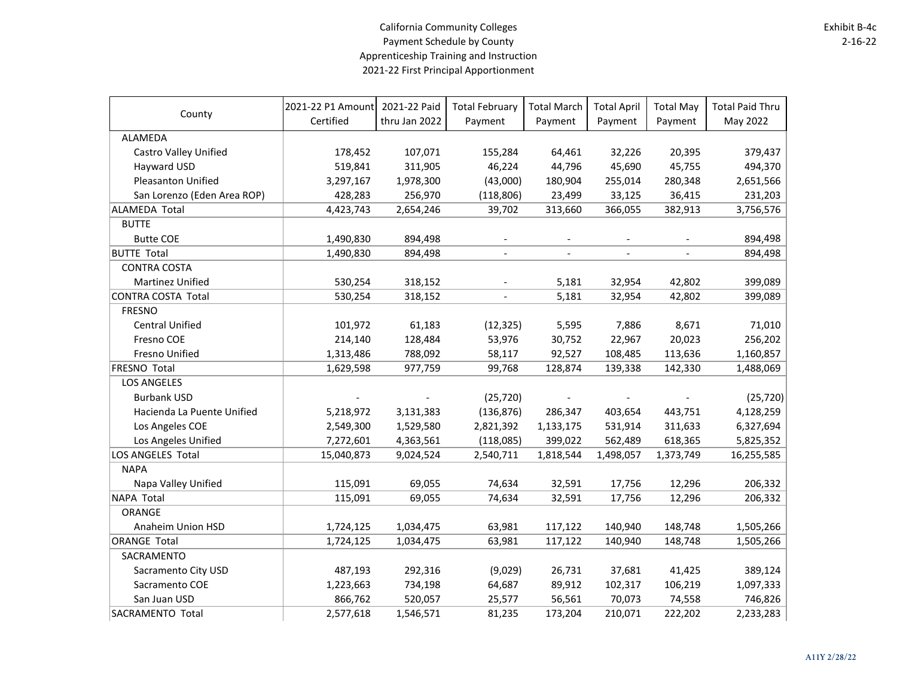California Community Colleges
Payment Schedule by County
Apprenticeship Training and Instruction
2021-22 First Principal Apportionment

Exhibit B-4c
2-16-22

| County | 2021-22 P1 Amount Certified | 2021-22 Paid thru Jan 2022 | Total February Payment | Total March Payment | Total April Payment | Total May Payment | Total Paid Thru May 2022 |
|---|---|---|---|---|---|---|---|
| ALAMEDA | | | | | | | |
| Castro Valley Unified | 178,452 | 107,071 | 155,284 | 64,461 | 32,226 | 20,395 | 379,437 |
| Hayward USD | 519,841 | 311,905 | 46,224 | 44,796 | 45,690 | 45,755 | 494,370 |
| Pleasanton Unified | 3,297,167 | 1,978,300 | (43,000) | 180,904 | 255,014 | 280,348 | 2,651,566 |
| San Lorenzo (Eden Area ROP) | 428,283 | 256,970 | (118,806) | 23,499 | 33,125 | 36,415 | 231,203 |
| ALAMEDA Total | 4,423,743 | 2,654,246 | 39,702 | 313,660 | 366,055 | 382,913 | 3,756,576 |
| BUTTE | | | | | | | |
| Butte COE | 1,490,830 | 894,498 | - | - | - | - | 894,498 |
| BUTTE Total | 1,490,830 | 894,498 | - | - | - | - | 894,498 |
| CONTRA COSTA | | | | | | | |
| Martinez Unified | 530,254 | 318,152 | - | 5,181 | 32,954 | 42,802 | 399,089 |
| CONTRA COSTA Total | 530,254 | 318,152 | - | 5,181 | 32,954 | 42,802 | 399,089 |
| FRESNO | | | | | | | |
| Central Unified | 101,972 | 61,183 | (12,325) | 5,595 | 7,886 | 8,671 | 71,010 |
| Fresno COE | 214,140 | 128,484 | 53,976 | 30,752 | 22,967 | 20,023 | 256,202 |
| Fresno Unified | 1,313,486 | 788,092 | 58,117 | 92,527 | 108,485 | 113,636 | 1,160,857 |
| FRESNO Total | 1,629,598 | 977,759 | 99,768 | 128,874 | 139,338 | 142,330 | 1,488,069 |
| LOS ANGELES | | | | | | | |
| Burbank USD | - | - | (25,720) | - | - | - | (25,720) |
| Hacienda La Puente Unified | 5,218,972 | 3,131,383 | (136,876) | 286,347 | 403,654 | 443,751 | 4,128,259 |
| Los Angeles COE | 2,549,300 | 1,529,580 | 2,821,392 | 1,133,175 | 531,914 | 311,633 | 6,327,694 |
| Los Angeles Unified | 7,272,601 | 4,363,561 | (118,085) | 399,022 | 562,489 | 618,365 | 5,825,352 |
| LOS ANGELES Total | 15,040,873 | 9,024,524 | 2,540,711 | 1,818,544 | 1,498,057 | 1,373,749 | 16,255,585 |
| NAPA | | | | | | | |
| Napa Valley Unified | 115,091 | 69,055 | 74,634 | 32,591 | 17,756 | 12,296 | 206,332 |
| NAPA Total | 115,091 | 69,055 | 74,634 | 32,591 | 17,756 | 12,296 | 206,332 |
| ORANGE | | | | | | | |
| Anaheim Union HSD | 1,724,125 | 1,034,475 | 63,981 | 117,122 | 140,940 | 148,748 | 1,505,266 |
| ORANGE Total | 1,724,125 | 1,034,475 | 63,981 | 117,122 | 140,940 | 148,748 | 1,505,266 |
| SACRAMENTO | | | | | | | |
| Sacramento City USD | 487,193 | 292,316 | (9,029) | 26,731 | 37,681 | 41,425 | 389,124 |
| Sacramento COE | 1,223,663 | 734,198 | 64,687 | 89,912 | 102,317 | 106,219 | 1,097,333 |
| San Juan USD | 866,762 | 520,057 | 25,577 | 56,561 | 70,073 | 74,558 | 746,826 |
| SACRAMENTO Total | 2,577,618 | 1,546,571 | 81,235 | 173,204 | 210,071 | 222,202 | 2,233,283 |

A11Y 2/28/22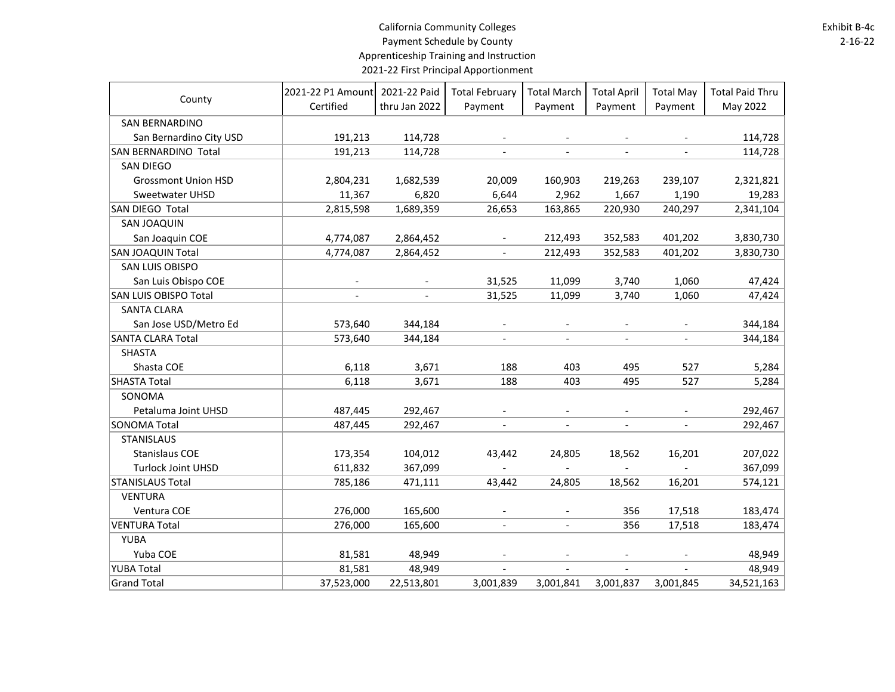California Community Colleges
Payment Schedule by County
Apprenticeship Training and Instruction
2021-22 First Principal Apportionment

Exhibit B-4c
2-16-22

| County | 2021-22 P1 Amount Certified | 2021-22 Paid thru Jan 2022 | Total February Payment | Total March Payment | Total April Payment | Total May Payment | Total Paid Thru May 2022 |
|---|---|---|---|---|---|---|---|
| SAN BERNARDINO | | | | | | | |
| San Bernardino City USD | 191,213 | 114,728 | - | - | - | - | 114,728 |
| SAN BERNARDINO Total | 191,213 | 114,728 | - | - | - | - | 114,728 |
| SAN DIEGO | | | | | | | |
| Grossmont Union HSD | 2,804,231 | 1,682,539 | 20,009 | 160,903 | 219,263 | 239,107 | 2,321,821 |
| Sweetwater UHSD | 11,367 | 6,820 | 6,644 | 2,962 | 1,667 | 1,190 | 19,283 |
| SAN DIEGO Total | 2,815,598 | 1,689,359 | 26,653 | 163,865 | 220,930 | 240,297 | 2,341,104 |
| SAN JOAQUIN | | | | | | | |
| San Joaquin COE | 4,774,087 | 2,864,452 | - | 212,493 | 352,583 | 401,202 | 3,830,730 |
| SAN JOAQUIN Total | 4,774,087 | 2,864,452 | - | 212,493 | 352,583 | 401,202 | 3,830,730 |
| SAN LUIS OBISPO | | | | | | | |
| San Luis Obispo COE | - | - | 31,525 | 11,099 | 3,740 | 1,060 | 47,424 |
| SAN LUIS OBISPO Total | - | - | 31,525 | 11,099 | 3,740 | 1,060 | 47,424 |
| SANTA CLARA | | | | | | | |
| San Jose USD/Metro Ed | 573,640 | 344,184 | - | - | - | - | 344,184 |
| SANTA CLARA Total | 573,640 | 344,184 | - | - | - | - | 344,184 |
| SHASTA | | | | | | | |
| Shasta COE | 6,118 | 3,671 | 188 | 403 | 495 | 527 | 5,284 |
| SHASTA Total | 6,118 | 3,671 | 188 | 403 | 495 | 527 | 5,284 |
| SONOMA | | | | | | | |
| Petaluma Joint UHSD | 487,445 | 292,467 | - | - | - | - | 292,467 |
| SONOMA Total | 487,445 | 292,467 | - | - | - | - | 292,467 |
| STANISLAUS | | | | | | | |
| Stanislaus COE | 173,354 | 104,012 | 43,442 | 24,805 | 18,562 | 16,201 | 207,022 |
| Turlock Joint UHSD | 611,832 | 367,099 | - | - | - | - | 367,099 |
| STANISLAUS Total | 785,186 | 471,111 | 43,442 | 24,805 | 18,562 | 16,201 | 574,121 |
| VENTURA | | | | | | | |
| Ventura COE | 276,000 | 165,600 | - | - | 356 | 17,518 | 183,474 |
| VENTURA Total | 276,000 | 165,600 | - | - | 356 | 17,518 | 183,474 |
| YUBA | | | | | | | |
| Yuba COE | 81,581 | 48,949 | - | - | - | - | 48,949 |
| YUBA Total | 81,581 | 48,949 | - | - | - | - | 48,949 |
| Grand Total | 37,523,000 | 22,513,801 | 3,001,839 | 3,001,841 | 3,001,837 | 3,001,845 | 34,521,163 |